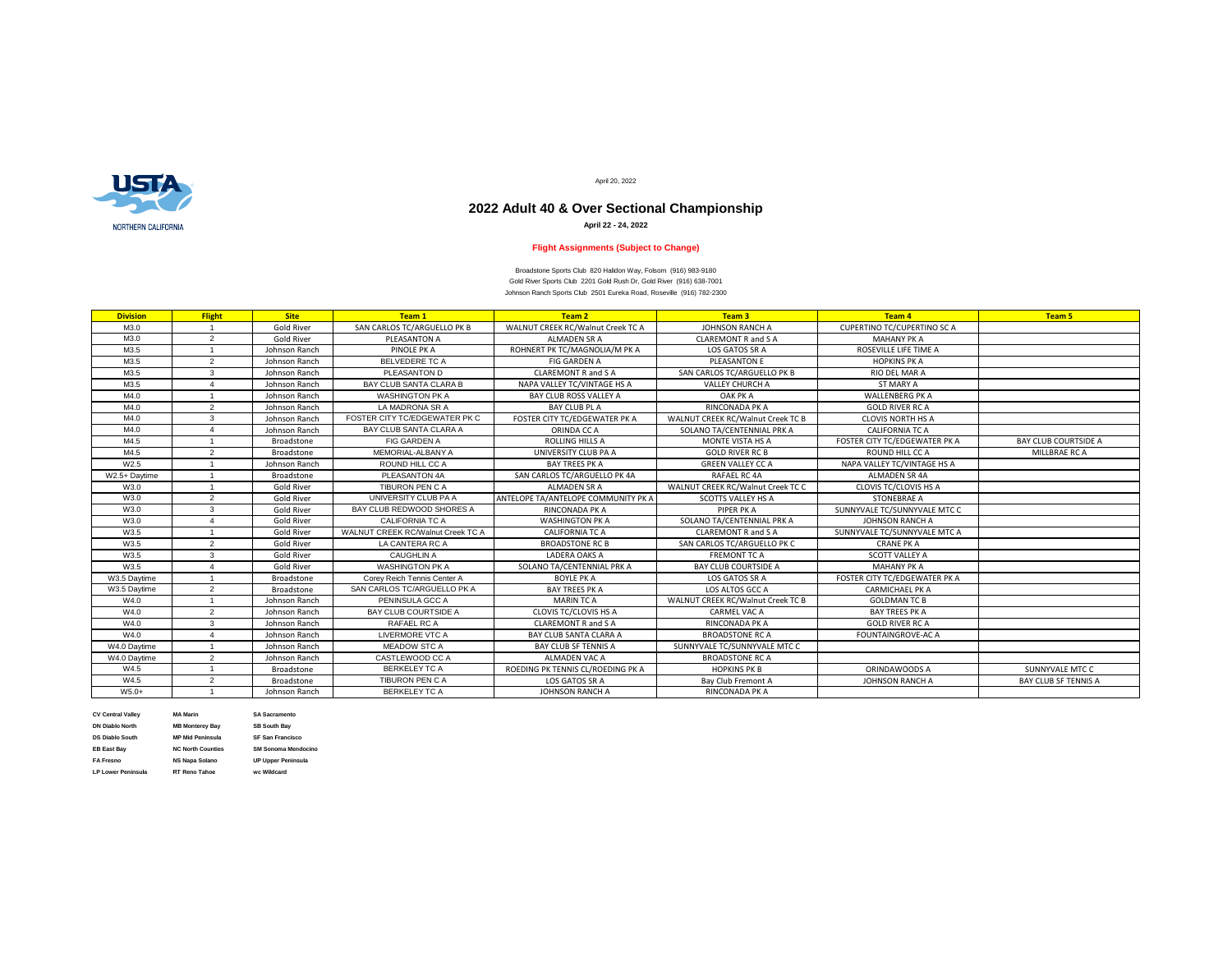April 20, 2022

# 2022 Adult 40 & Over Sectional Championship

**April 22 - 24, 2022**

**Flight Assignments (Subject to Change)**

Broadstone Sports Club 820 Halidon Way, Folsom (916) 983-9180
Gold River Sports Club 2201 Gold Rush Dr, Gold River (916) 638-7001
Johnson Ranch Sports Club 2501 Eureka Road, Roseville (916) 782-2300

| Division | Flight | Site | Team 1 | Team 2 | Team 3 | Team 4 | Team 5 |
|---|---|---|---|---|---|---|---|
| M3.0 | 1 | Gold River | SAN CARLOS TC/ARGUELLO PK B | WALNUT CREEK RC/Walnut Creek TC A | JOHNSON RANCH A | CUPERTINO TC/CUPERTINO SC A | |
| M3.0 | 2 | Gold River | PLEASANTON A | ALMADEN SR A | CLAREMONT R and S A | MAHANY PK A | |
| M3.5 | 1 | Johnson Ranch | PINOLE PK A | ROHNERT PK TC/MAGNOLIA/M PK A | LOS GATOS SR A | ROSEVILLE LIFE TIME A | |
| M3.5 | 2 | Johnson Ranch | BELVEDERE TC A | FIG GARDEN A | PLEASANTON E | HOPKINS PK A | |
| M3.5 | 3 | Johnson Ranch | PLEASANTON D | CLAREMONT R and S A | SAN CARLOS TC/ARGUELLO PK B | RIO DEL MAR A | |
| M3.5 | 4 | Johnson Ranch | BAY CLUB SANTA CLARA B | NAPA VALLEY TC/VINTAGE HS A | VALLEY CHURCH A | ST MARY A | |
| M4.0 | 1 | Johnson Ranch | WASHINGTON PK A | BAY CLUB ROSS VALLEY A | OAK PK A | WALLENBERG PK A | |
| M4.0 | 2 | Johnson Ranch | LA MADRONA SR A | BAY CLUB PL A | RINCONADA PK A | GOLD RIVER RC A | |
| M4.0 | 3 | Johnson Ranch | FOSTER CITY TC/EDGEWATER PK C | FOSTER CITY TC/EDGEWATER PK A | WALNUT CREEK RC/Walnut Creek TC B | CLOVIS NORTH HS A | |
| M4.0 | 4 | Johnson Ranch | BAY CLUB SANTA CLARA A | ORINDA CC A | SOLANO TA/CENTENNIAL PRK A | CALIFORNIA TC A | |
| M4.5 | 1 | Broadstone | FIG GARDEN A | ROLLING HILLS A | MONTE VISTA HS A | FOSTER CITY TC/EDGEWATER PK A | BAY CLUB COURTSIDE A |
| M4.5 | 2 | Broadstone | MEMORIAL-ALBANY A | UNIVERSITY CLUB PA A | GOLD RIVER RC B | ROUND HILL CC A | MILLBRAE RC A |
| W2.5 | 1 | Johnson Ranch | ROUND HILL CC A | BAY TREES PK A | GREEN VALLEY CC A | NAPA VALLEY TC/VINTAGE HS A | |
| W2.5+ Daytime | 1 | Broadstone | PLEASANTON 4A | SAN CARLOS TC/ARGUELLO PK 4A | RAFAEL RC 4A | ALMADEN SR 4A | |
| W3.0 | 1 | Gold River | TIBURON PEN C A | ALMADEN SR A | WALNUT CREEK RC/Walnut Creek TC C | CLOVIS TC/CLOVIS HS A | |
| W3.0 | 2 | Gold River | UNIVERSITY CLUB PA A | ANTELOPE TA/ANTELOPE COMMUNITY PK A | SCOTTS VALLEY HS A | STONEBRAE A | |
| W3.0 | 3 | Gold River | BAY CLUB REDWOOD SHORES A | RINCONADA PK A | PIPER PK A | SUNNYVALE TC/SUNNYVALE MTC C | |
| W3.0 | 4 | Gold River | CALIFORNIA TC A | WASHINGTON PK A | SOLANO TA/CENTENNIAL PRK A | JOHNSON RANCH A | |
| W3.5 | 1 | Gold River | WALNUT CREEK RC/Walnut Creek TC A | CALIFORNIA TC A | CLAREMONT R and S A | SUNNYVALE TC/SUNNYVALE MTC A | |
| W3.5 | 2 | Gold River | LA CANTERA RC A | BROADSTONE RC B | SAN CARLOS TC/ARGUELLO PK C | CRANE PK A | |
| W3.5 | 3 | Gold River | CAUGHLIN A | LADERA OAKS A | FREMONT TC A | SCOTT VALLEY A | |
| W3.5 | 4 | Gold River | WASHINGTON PK A | SOLANO TA/CENTENNIAL PRK A | BAY CLUB COURTSIDE A | MAHANY PK A | |
| W3.5 Daytime | 1 | Broadstone | Corey Reich Tennis Center A | BOYLE PK A | LOS GATOS SR A | FOSTER CITY TC/EDGEWATER PK A | |
| W3.5 Daytime | 2 | Broadstone | SAN CARLOS TC/ARGUELLO PK A | BAY TREES PK A | LOS ALTOS GCC A | CARMICHAEL PK A | |
| W4.0 | 1 | Johnson Ranch | PENINSULA GCC A | MARIN TC A | WALNUT CREEK RC/Walnut Creek TC B | GOLDMAN TC B | |
| W4.0 | 2 | Johnson Ranch | BAY CLUB COURTSIDE A | CLOVIS TC/CLOVIS HS A | CARMEL VAC A | BAY TREES PK A | |
| W4.0 | 3 | Johnson Ranch | RAFAEL RC A | CLAREMONT R and S A | RINCONADA PK A | GOLD RIVER RC A | |
| W4.0 | 4 | Johnson Ranch | LIVERMORE VTC A | BAY CLUB SANTA CLARA A | BROADSTONE RC A | FOUNTAINGROVE-AC A | |
| W4.0 Daytime | 1 | Johnson Ranch | MEADOW STC A | BAY CLUB SF TENNIS A | SUNNYVALE TC/SUNNYVALE MTC C | | |
| W4.0 Daytime | 2 | Johnson Ranch | CASTLEWOOD CC A | ALMADEN VAC A | BROADSTONE RC A | | |
| W4.5 | 1 | Broadstone | BERKELEY TC A | ROEDING PK TENNIS CL/ROEDING PK A | HOPKINS PK B | ORINDAWOODS A | SUNNYVALE MTC C |
| W4.5 | 2 | Broadstone | TIBURON PEN C A | LOS GATOS SR A | Bay Club Fremont A | JOHNSON RANCH A | BAY CLUB SF TENNIS A |
| W5.0+ | 1 | Johnson Ranch | BERKELEY TC A | JOHNSON RANCH A | RINCONADA PK A | | |

| | | |
|---|---|---|
| **CV Central Valley** | **MA Marin** | **SA Sacramento** |
| **DN Diablo North** | **MB Monterey Bay** | **SB South Bay** |
| **DS Diablo South** | **MP Mid Peninsula** | **SF San Francisco** |
| **EB East Bay** | **NC North Counties** | **SM Sonoma Mendocino** |
| **FA Fresno** | **NS Napa Solano** | **UP Upper Peninsula** |
| **LP Lower Peninsula** | **RT Reno Tahoe** | **wc Wildcard** |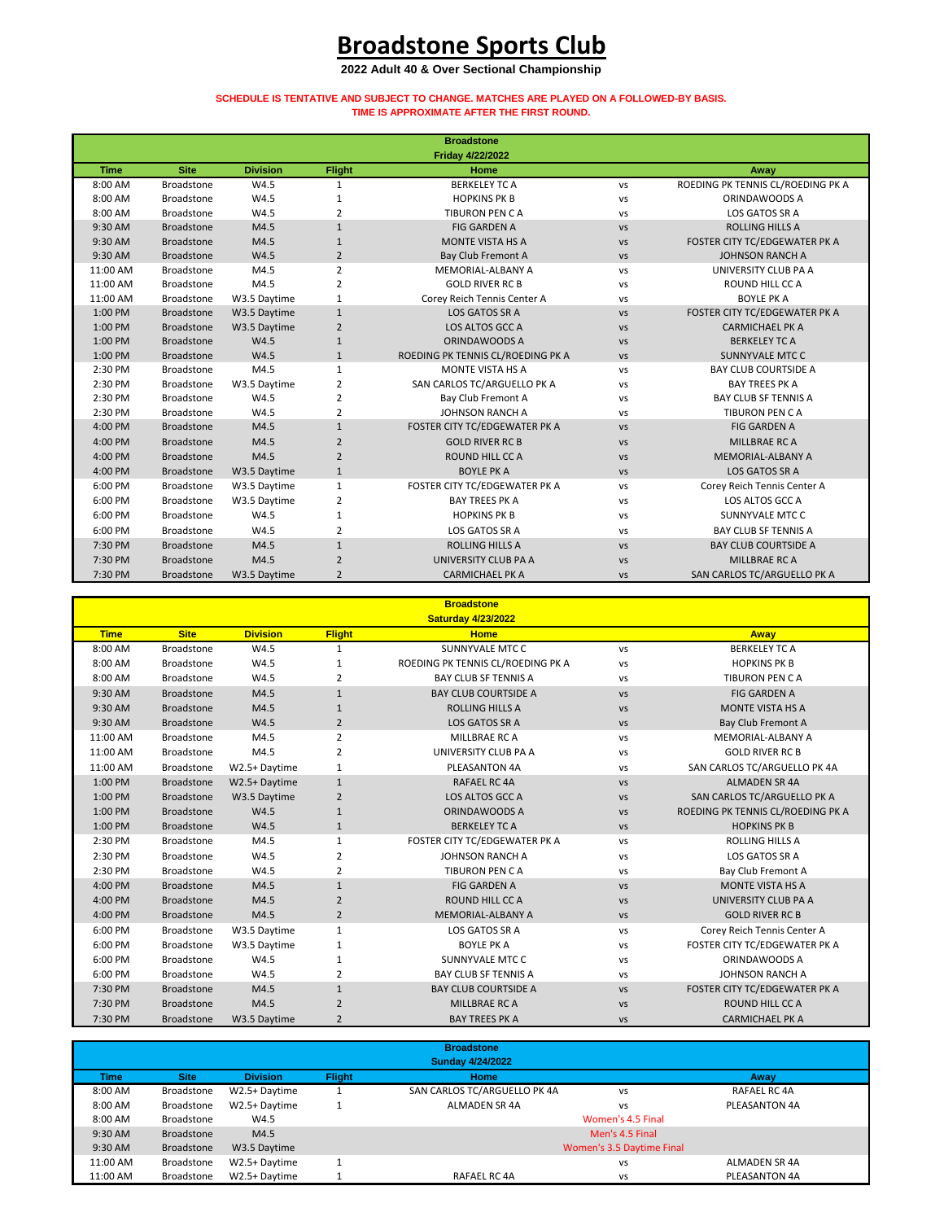# Broadstone Sports Club

**2022 Adult 40 & Over Sectional Championship**

**SCHEDULE IS TENTATIVE AND SUBJECT TO CHANGE. MATCHES ARE PLAYED ON A FOLLOWED-BY BASIS. TIME IS APPROXIMATE AFTER THE FIRST ROUND.**

**Broadstone**
**Friday 4/22/2022**

| Time | Site | Division | Flight | Home | | Away |
|---|---|---|---|---|---|---|
| 8:00 AM | Broadstone | W4.5 | 1 | BERKELEY TC A | vs | ROEDING PK TENNIS CL/ROEDING PK A |
| 8:00 AM | Broadstone | W4.5 | 1 | HOPKINS PK B | vs | ORINDAWOODS A |
| 8:00 AM | Broadstone | W4.5 | 2 | TIBURON PEN C A | vs | LOS GATOS SR A |
| 9:30 AM | Broadstone | M4.5 | 1 | FIG GARDEN A | vs | ROLLING HILLS A |
| 9:30 AM | Broadstone | M4.5 | 1 | MONTE VISTA HS A | vs | FOSTER CITY TC/EDGEWATER PK A |
| 9:30 AM | Broadstone | W4.5 | 2 | Bay Club Fremont A | vs | JOHNSON RANCH A |
| 11:00 AM | Broadstone | M4.5 | 2 | MEMORIAL-ALBANY A | vs | UNIVERSITY CLUB PA A |
| 11:00 AM | Broadstone | M4.5 | 2 | GOLD RIVER RC B | vs | ROUND HILL CC A |
| 11:00 AM | Broadstone | W3.5 Daytime | 1 | Corey Reich Tennis Center A | vs | BOYLE PK A |
| 1:00 PM | Broadstone | W3.5 Daytime | 1 | LOS GATOS SR A | vs | FOSTER CITY TC/EDGEWATER PK A |
| 1:00 PM | Broadstone | W3.5 Daytime | 2 | LOS ALTOS GCC A | vs | CARMICHAEL PK A |
| 1:00 PM | Broadstone | W4.5 | 1 | ORINDAWOODS A | vs | BERKELEY TC A |
| 1:00 PM | Broadstone | W4.5 | 1 | ROEDING PK TENNIS CL/ROEDING PK A | vs | SUNNYVALE MTC C |
| 2:30 PM | Broadstone | M4.5 | 1 | MONTE VISTA HS A | vs | BAY CLUB COURTSIDE A |
| 2:30 PM | Broadstone | W3.5 Daytime | 2 | SAN CARLOS TC/ARGUELLO PK A | vs | BAY TREES PK A |
| 2:30 PM | Broadstone | W4.5 | 2 | Bay Club Fremont A | vs | BAY CLUB SF TENNIS A |
| 2:30 PM | Broadstone | W4.5 | 2 | JOHNSON RANCH A | vs | TIBURON PEN C A |
| 4:00 PM | Broadstone | M4.5 | 1 | FOSTER CITY TC/EDGEWATER PK A | vs | FIG GARDEN A |
| 4:00 PM | Broadstone | M4.5 | 2 | GOLD RIVER RC B | vs | MILLBRAE RC A |
| 4:00 PM | Broadstone | M4.5 | 2 | ROUND HILL CC A | vs | MEMORIAL-ALBANY A |
| 4:00 PM | Broadstone | W3.5 Daytime | 1 | BOYLE PK A | vs | LOS GATOS SR A |
| 6:00 PM | Broadstone | W3.5 Daytime | 1 | FOSTER CITY TC/EDGEWATER PK A | vs | Corey Reich Tennis Center A |
| 6:00 PM | Broadstone | W3.5 Daytime | 2 | BAY TREES PK A | vs | LOS ALTOS GCC A |
| 6:00 PM | Broadstone | W4.5 | 1 | HOPKINS PK B | vs | SUNNYVALE MTC C |
| 6:00 PM | Broadstone | W4.5 | 2 | LOS GATOS SR A | vs | BAY CLUB SF TENNIS A |
| 7:30 PM | Broadstone | M4.5 | 1 | ROLLING HILLS A | vs | BAY CLUB COURTSIDE A |
| 7:30 PM | Broadstone | M4.5 | 2 | UNIVERSITY CLUB PA A | vs | MILLBRAE RC A |
| 7:30 PM | Broadstone | W3.5 Daytime | 2 | CARMICHAEL PK A | vs | SAN CARLOS TC/ARGUELLO PK A |

**Broadstone**
**Saturday 4/23/2022**

| Time | Site | Division | Flight | Home | | Away |
|---|---|---|---|---|---|---|
| 8:00 AM | Broadstone | W4.5 | 1 | SUNNYVALE MTC C | vs | BERKELEY TC A |
| 8:00 AM | Broadstone | W4.5 | 1 | ROEDING PK TENNIS CL/ROEDING PK A | vs | HOPKINS PK B |
| 8:00 AM | Broadstone | W4.5 | 2 | BAY CLUB SF TENNIS A | vs | TIBURON PEN C A |
| 9:30 AM | Broadstone | M4.5 | 1 | BAY CLUB COURTSIDE A | vs | FIG GARDEN A |
| 9:30 AM | Broadstone | M4.5 | 1 | ROLLING HILLS A | vs | MONTE VISTA HS A |
| 9:30 AM | Broadstone | W4.5 | 2 | LOS GATOS SR A | vs | Bay Club Fremont A |
| 11:00 AM | Broadstone | M4.5 | 2 | MILLBRAE RC A | vs | MEMORIAL-ALBANY A |
| 11:00 AM | Broadstone | M4.5 | 2 | UNIVERSITY CLUB PA A | vs | GOLD RIVER RC B |
| 11:00 AM | Broadstone | W2.5+ Daytime | 1 | PLEASANTON 4A | vs | SAN CARLOS TC/ARGUELLO PK 4A |
| 1:00 PM | Broadstone | W2.5+ Daytime | 1 | RAFAEL RC 4A | vs | ALMADEN SR 4A |
| 1:00 PM | Broadstone | W3.5 Daytime | 2 | LOS ALTOS GCC A | vs | SAN CARLOS TC/ARGUELLO PK A |
| 1:00 PM | Broadstone | W4.5 | 1 | ORINDAWOODS A | vs | ROEDING PK TENNIS CL/ROEDING PK A |
| 1:00 PM | Broadstone | W4.5 | 1 | BERKELEY TC A | vs | HOPKINS PK B |
| 2:30 PM | Broadstone | M4.5 | 1 | FOSTER CITY TC/EDGEWATER PK A | vs | ROLLING HILLS A |
| 2:30 PM | Broadstone | W4.5 | 2 | JOHNSON RANCH A | vs | LOS GATOS SR A |
| 2:30 PM | Broadstone | W4.5 | 2 | TIBURON PEN C A | vs | Bay Club Fremont A |
| 4:00 PM | Broadstone | M4.5 | 1 | FIG GARDEN A | vs | MONTE VISTA HS A |
| 4:00 PM | Broadstone | M4.5 | 2 | ROUND HILL CC A | vs | UNIVERSITY CLUB PA A |
| 4:00 PM | Broadstone | M4.5 | 2 | MEMORIAL-ALBANY A | vs | GOLD RIVER RC B |
| 6:00 PM | Broadstone | W3.5 Daytime | 1 | LOS GATOS SR A | vs | Corey Reich Tennis Center A |
| 6:00 PM | Broadstone | W3.5 Daytime | 1 | BOYLE PK A | vs | FOSTER CITY TC/EDGEWATER PK A |
| 6:00 PM | Broadstone | W4.5 | 1 | SUNNYVALE MTC C | vs | ORINDAWOODS A |
| 6:00 PM | Broadstone | W4.5 | 2 | BAY CLUB SF TENNIS A | vs | JOHNSON RANCH A |
| 7:30 PM | Broadstone | M4.5 | 1 | BAY CLUB COURTSIDE A | vs | FOSTER CITY TC/EDGEWATER PK A |
| 7:30 PM | Broadstone | M4.5 | 2 | MILLBRAE RC A | vs | ROUND HILL CC A |
| 7:30 PM | Broadstone | W3.5 Daytime | 2 | BAY TREES PK A | vs | CARMICHAEL PK A |

**Broadstone**
**Sunday 4/24/2022**

| Time | Site | Division | Flight | Home | | Away |
|---|---|---|---|---|---|---|
| 8:00 AM | Broadstone | W2.5+ Daytime | 1 | SAN CARLOS TC/ARGUELLO PK 4A | vs | RAFAEL RC 4A |
| 8:00 AM | Broadstone | W2.5+ Daytime | 1 | ALMADEN SR 4A | vs | PLEASANTON 4A |
| 8:00 AM | Broadstone | W4.5 | | | Women's 4.5 Final | |
| 9:30 AM | Broadstone | M4.5 | | | Men's 4.5 Final | |
| 9:30 AM | Broadstone | W3.5 Daytime | | | Women's 3.5 Daytime Final | |
| 11:00 AM | Broadstone | W2.5+ Daytime | 1 | | vs | ALMADEN SR 4A |
| 11:00 AM | Broadstone | W2.5+ Daytime | 1 | RAFAEL RC 4A | vs | PLEASANTON 4A |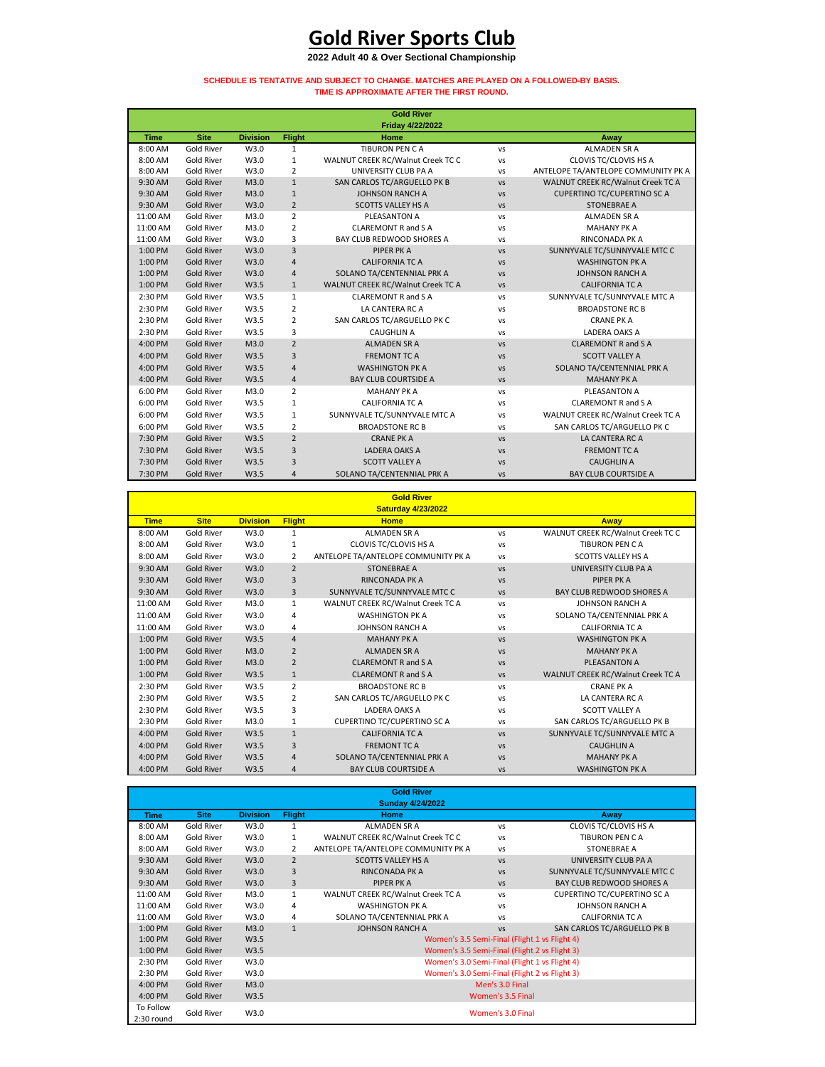# Gold River Sports Club

**2022 Adult 40 & Over Sectional Championship**

**SCHEDULE IS TENTATIVE AND SUBJECT TO CHANGE. MATCHES ARE PLAYED ON A FOLLOWED-BY BASIS.**
**TIME IS APPROXIMATE AFTER THE FIRST ROUND.**

**Gold River**
**Friday 4/22/2022**

| Time | Site | Division | Flight | Home | | Away |
|---|---|---|---|---|---|---|
| 8:00 AM | Gold River | W3.0 | 1 | TIBURON PEN C A | vs | ALMADEN SR A |
| 8:00 AM | Gold River | W3.0 | 1 | WALNUT CREEK RC/Walnut Creek TC C | vs | CLOVIS TC/CLOVIS HS A |
| 8:00 AM | Gold River | W3.0 | 2 | UNIVERSITY CLUB PA A | vs | ANTELOPE TA/ANTELOPE COMMUNITY PK A |
| 9:30 AM | Gold River | M3.0 | 1 | SAN CARLOS TC/ARGUELLO PK B | vs | WALNUT CREEK RC/Walnut Creek TC A |
| 9:30 AM | Gold River | M3.0 | 1 | JOHNSON RANCH A | vs | CUPERTINO TC/CUPERTINO SC A |
| 9:30 AM | Gold River | W3.0 | 2 | SCOTTS VALLEY HS A | vs | STONEBRAE A |
| 11:00 AM | Gold River | M3.0 | 2 | PLEASANTON A | vs | ALMADEN SR A |
| 11:00 AM | Gold River | M3.0 | 2 | CLAREMONT R and S A | vs | MAHANY PK A |
| 11:00 AM | Gold River | W3.0 | 3 | BAY CLUB REDWOOD SHORES A | vs | RINCONADA PK A |
| 1:00 PM | Gold River | W3.0 | 3 | PIPER PK A | vs | SUNNYVALE TC/SUNNYVALE MTC C |
| 1:00 PM | Gold River | W3.0 | 4 | CALIFORNIA TC A | vs | WASHINGTON PK A |
| 1:00 PM | Gold River | W3.0 | 4 | SOLANO TA/CENTENNIAL PRK A | vs | JOHNSON RANCH A |
| 1:00 PM | Gold River | W3.5 | 1 | WALNUT CREEK RC/Walnut Creek TC A | vs | CALIFORNIA TC A |
| 2:30 PM | Gold River | W3.5 | 1 | CLAREMONT R and S A | vs | SUNNYVALE TC/SUNNYVALE MTC A |
| 2:30 PM | Gold River | W3.5 | 2 | LA CANTERA RC A | vs | BROADSTONE RC B |
| 2:30 PM | Gold River | W3.5 | 2 | SAN CARLOS TC/ARGUELLO PK C | vs | CRANE PK A |
| 2:30 PM | Gold River | W3.5 | 3 | CAUGHLIN A | vs | LADERA OAKS A |
| 4:00 PM | Gold River | M3.0 | 2 | ALMADEN SR A | vs | CLAREMONT R and S A |
| 4:00 PM | Gold River | W3.5 | 3 | FREMONT TC A | vs | SCOTT VALLEY A |
| 4:00 PM | Gold River | W3.5 | 4 | WASHINGTON PK A | vs | SOLANO TA/CENTENNIAL PRK A |
| 4:00 PM | Gold River | W3.5 | 4 | BAY CLUB COURTSIDE A | vs | MAHANY PK A |
| 6:00 PM | Gold River | M3.0 | 2 | MAHANY PK A | vs | PLEASANTON A |
| 6:00 PM | Gold River | W3.5 | 1 | CALIFORNIA TC A | vs | CLAREMONT R and S A |
| 6:00 PM | Gold River | W3.5 | 1 | SUNNYVALE TC/SUNNYVALE MTC A | vs | WALNUT CREEK RC/Walnut Creek TC A |
| 6:00 PM | Gold River | W3.5 | 2 | BROADSTONE RC B | vs | SAN CARLOS TC/ARGUELLO PK C |
| 7:30 PM | Gold River | W3.5 | 2 | CRANE PK A | vs | LA CANTERA RC A |
| 7:30 PM | Gold River | W3.5 | 3 | LADERA OAKS A | vs | FREMONT TC A |
| 7:30 PM | Gold River | W3.5 | 3 | SCOTT VALLEY A | vs | CAUGHLIN A |
| 7:30 PM | Gold River | W3.5 | 4 | SOLANO TA/CENTENNIAL PRK A | vs | BAY CLUB COURTSIDE A |

**Gold River**
**Saturday 4/23/2022**

| Time | Site | Division | Flight | Home | | Away |
|---|---|---|---|---|---|---|
| 8:00 AM | Gold River | W3.0 | 1 | ALMADEN SR A | vs | WALNUT CREEK RC/Walnut Creek TC C |
| 8:00 AM | Gold River | W3.0 | 1 | CLOVIS TC/CLOVIS HS A | vs | TIBURON PEN C A |
| 8:00 AM | Gold River | W3.0 | 2 | ANTELOPE TA/ANTELOPE COMMUNITY PK A | vs | SCOTTS VALLEY HS A |
| 9:30 AM | Gold River | W3.0 | 2 | STONEBRAE A | vs | UNIVERSITY CLUB PA A |
| 9:30 AM | Gold River | W3.0 | 3 | RINCONADA PK A | vs | PIPER PK A |
| 9:30 AM | Gold River | W3.0 | 3 | SUNNYVALE TC/SUNNYVALE MTC C | vs | BAY CLUB REDWOOD SHORES A |
| 11:00 AM | Gold River | M3.0 | 1 | WALNUT CREEK RC/Walnut Creek TC A | vs | JOHNSON RANCH A |
| 11:00 AM | Gold River | W3.0 | 4 | WASHINGTON PK A | vs | SOLANO TA/CENTENNIAL PRK A |
| 11:00 AM | Gold River | W3.0 | 4 | JOHNSON RANCH A | vs | CALIFORNIA TC A |
| 1:00 PM | Gold River | W3.5 | 4 | MAHANY PK A | vs | WASHINGTON PK A |
| 1:00 PM | Gold River | M3.0 | 2 | ALMADEN SR A | vs | MAHANY PK A |
| 1:00 PM | Gold River | M3.0 | 2 | CLAREMONT R and S A | vs | PLEASANTON A |
| 1:00 PM | Gold River | W3.5 | 1 | CLAREMONT R and S A | vs | WALNUT CREEK RC/Walnut Creek TC A |
| 2:30 PM | Gold River | W3.5 | 2 | BROADSTONE RC B | vs | CRANE PK A |
| 2:30 PM | Gold River | W3.5 | 2 | SAN CARLOS TC/ARGUELLO PK C | vs | LA CANTERA RC A |
| 2:30 PM | Gold River | W3.5 | 3 | LADERA OAKS A | vs | SCOTT VALLEY A |
| 2:30 PM | Gold River | M3.0 | 1 | CUPERTINO TC/CUPERTINO SC A | vs | SAN CARLOS TC/ARGUELLO PK B |
| 4:00 PM | Gold River | W3.5 | 1 | CALIFORNIA TC A | vs | SUNNYVALE TC/SUNNYVALE MTC A |
| 4:00 PM | Gold River | W3.5 | 3 | FREMONT TC A | vs | CAUGHLIN A |
| 4:00 PM | Gold River | W3.5 | 4 | SOLANO TA/CENTENNIAL PRK A | vs | MAHANY PK A |
| 4:00 PM | Gold River | W3.5 | 4 | BAY CLUB COURTSIDE A | vs | WASHINGTON PK A |

**Gold River**
**Sunday 4/24/2022**

| Time | Site | Division | Flight | Home | | Away |
|---|---|---|---|---|---|---|
| 8:00 AM | Gold River | W3.0 | 1 | ALMADEN SR A | vs | CLOVIS TC/CLOVIS HS A |
| 8:00 AM | Gold River | W3.0 | 1 | WALNUT CREEK RC/Walnut Creek TC C | vs | TIBURON PEN C A |
| 8:00 AM | Gold River | W3.0 | 2 | ANTELOPE TA/ANTELOPE COMMUNITY PK A | vs | STONEBRAE A |
| 9:30 AM | Gold River | W3.0 | 2 | SCOTTS VALLEY HS A | vs | UNIVERSITY CLUB PA A |
| 9:30 AM | Gold River | W3.0 | 3 | RINCONADA PK A | vs | SUNNYVALE TC/SUNNYVALE MTC C |
| 9:30 AM | Gold River | W3.0 | 3 | PIPER PK A | vs | BAY CLUB REDWOOD SHORES A |
| 11:00 AM | Gold River | M3.0 | 1 | WALNUT CREEK RC/Walnut Creek TC A | vs | CUPERTINO TC/CUPERTINO SC A |
| 11:00 AM | Gold River | W3.0 | 4 | WASHINGTON PK A | vs | JOHNSON RANCH A |
| 11:00 AM | Gold River | W3.0 | 4 | SOLANO TA/CENTENNIAL PRK A | vs | CALIFORNIA TC A |
| 1:00 PM | Gold River | M3.0 | 1 | JOHNSON RANCH A | vs | SAN CARLOS TC/ARGUELLO PK B |
| 1:00 PM | Gold River | W3.5 | | Women's 3.5 Semi-Final (Flight 1 vs Flight 4) | | |
| 1:00 PM | Gold River | W3.5 | | Women's 3.5 Semi-Final (Flight 2 vs Flight 3) | | |
| 2:30 PM | Gold River | W3.0 | | Women's 3.0 Semi-Final (Flight 1 vs Flight 4) | | |
| 2:30 PM | Gold River | W3.0 | | Women's 3.0 Semi-Final (Flight 2 vs Flight 3) | | |
| 4:00 PM | Gold River | M3.0 | | Men's 3.0 Final | | |
| 4:00 PM | Gold River | W3.5 | | Women's 3.5 Final | | |
| To Follow 2:30 round | Gold River | W3.0 | | Women's 3.0 Final | | |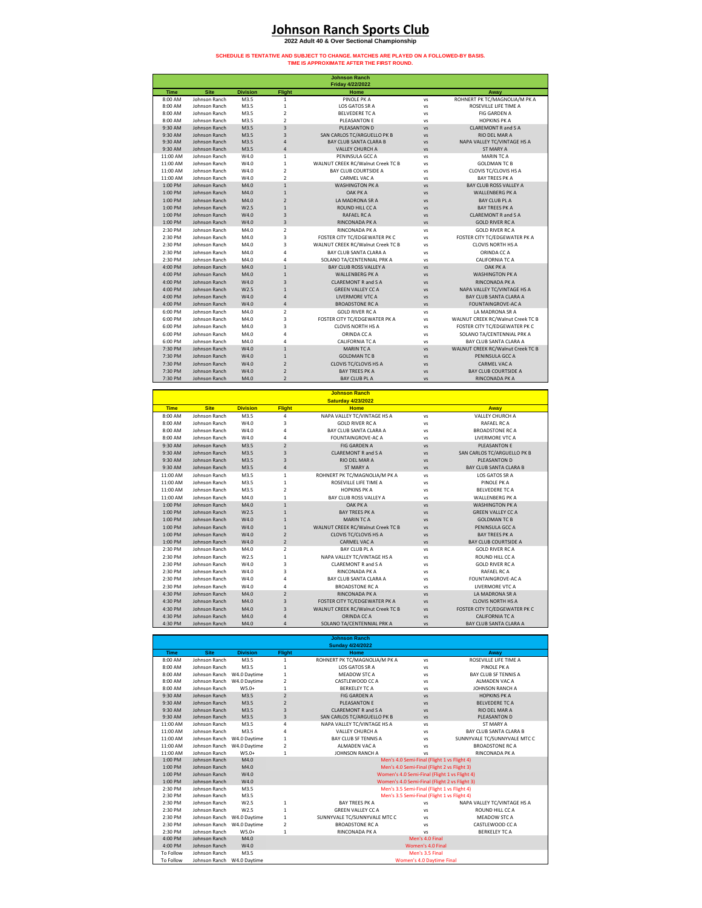# Johnson Ranch Sports Club

**2022 Adult 40 & Over Sectional Championship**

**SCHEDULE IS TENTATIVE AND SUBJECT TO CHANGE. MATCHES ARE PLAYED ON A FOLLOWED-BY BASIS.**
**TIME IS APPROXIMATE AFTER THE FIRST ROUND.**

**Johnson Ranch**
**Friday 4/22/2022**

| Time | Site | Division | Flight | Home | | Away |
|---|---|---|---|---|---|---|
| 8:00 AM | Johnson Ranch | M3.5 | 1 | PINOLE PK A | vs | ROHNERT PK TC/MAGNOLIA/M PK A |
| 8:00 AM | Johnson Ranch | M3.5 | 1 | LOS GATOS SR A | vs | ROSEVILLE LIFE TIME A |
| 8:00 AM | Johnson Ranch | M3.5 | 2 | BELVEDERE TC A | vs | FIG GARDEN A |
| 8:00 AM | Johnson Ranch | M3.5 | 2 | PLEASANTON E | vs | HOPKINS PK A |
| 9:30 AM | Johnson Ranch | M3.5 | 3 | PLEASANTON D | vs | CLAREMONT R and S A |
| 9:30 AM | Johnson Ranch | M3.5 | 3 | SAN CARLOS TC/ARGUELLO PK B | vs | RIO DEL MAR A |
| 9:30 AM | Johnson Ranch | M3.5 | 4 | BAY CLUB SANTA CLARA B | vs | NAPA VALLEY TC/VINTAGE HS A |
| 9:30 AM | Johnson Ranch | M3.5 | 4 | VALLEY CHURCH A | vs | ST MARY A |
| 11:00 AM | Johnson Ranch | W4.0 | 1 | PENINSULA GCC A | vs | MARIN TC A |
| 11:00 AM | Johnson Ranch | W4.0 | 1 | WALNUT CREEK RC/Walnut Creek TC B | vs | GOLDMAN TC B |
| 11:00 AM | Johnson Ranch | W4.0 | 2 | BAY CLUB COURTSIDE A | vs | CLOVIS TC/CLOVIS HS A |
| 11:00 AM | Johnson Ranch | W4.0 | 2 | CARMEL VAC A | vs | BAY TREES PK A |
| 1:00 PM | Johnson Ranch | M4.0 | 1 | WASHINGTON PK A | vs | BAY CLUB ROSS VALLEY A |
| 1:00 PM | Johnson Ranch | M4.0 | 1 | OAK PK A | vs | WALLENBERG PK A |
| 1:00 PM | Johnson Ranch | M4.0 | 2 | LA MADRONA SR A | vs | BAY CLUB PL A |
| 1:00 PM | Johnson Ranch | W2.5 | 1 | ROUND HILL CC A | vs | BAY TREES PK A |
| 1:00 PM | Johnson Ranch | W4.0 | 3 | RAFAEL RC A | vs | CLAREMONT R and S A |
| 1:00 PM | Johnson Ranch | W4.0 | 3 | RINCONADA PK A | vs | GOLD RIVER RC A |
| 2:30 PM | Johnson Ranch | M4.0 | 2 | RINCONADA PK A | vs | GOLD RIVER RC A |
| 2:30 PM | Johnson Ranch | M4.0 | 3 | FOSTER CITY TC/EDGEWATER PK C | vs | FOSTER CITY TC/EDGEWATER PK A |
| 2:30 PM | Johnson Ranch | M4.0 | 3 | WALNUT CREEK RC/Walnut Creek TC B | vs | CLOVIS NORTH HS A |
| 2:30 PM | Johnson Ranch | M4.0 | 4 | BAY CLUB SANTA CLARA A | vs | ORINDA CC A |
| 2:30 PM | Johnson Ranch | M4.0 | 4 | SOLANO TA/CENTENNIAL PRK A | vs | CALIFORNIA TC A |
| 4:00 PM | Johnson Ranch | M4.0 | 1 | BAY CLUB ROSS VALLEY A | vs | OAK PK A |
| 4:00 PM | Johnson Ranch | M4.0 | 1 | WALLENBERG PK A | vs | WASHINGTON PK A |
| 4:00 PM | Johnson Ranch | W4.0 | 3 | CLAREMONT R and S A | vs | RINCONADA PK A |
| 4:00 PM | Johnson Ranch | W2.5 | 1 | GREEN VALLEY CC A | vs | NAPA VALLEY TC/VINTAGE HS A |
| 4:00 PM | Johnson Ranch | W4.0 | 4 | LIVERMORE VTC A | vs | BAY CLUB SANTA CLARA A |
| 4:00 PM | Johnson Ranch | W4.0 | 4 | BROADSTONE RC A | vs | FOUNTAINGROVE-AC A |
| 6:00 PM | Johnson Ranch | M4.0 | 2 | GOLD RIVER RC A | vs | LA MADRONA SR A |
| 6:00 PM | Johnson Ranch | M4.0 | 3 | FOSTER CITY TC/EDGEWATER PK A | vs | WALNUT CREEK RC/Walnut Creek TC B |
| 6:00 PM | Johnson Ranch | M4.0 | 3 | CLOVIS NORTH HS A | vs | FOSTER CITY TC/EDGEWATER PK C |
| 6:00 PM | Johnson Ranch | M4.0 | 4 | ORINDA CC A | vs | SOLANO TA/CENTENNIAL PRK A |
| 6:00 PM | Johnson Ranch | M4.0 | 4 | CALIFORNIA TC A | vs | BAY CLUB SANTA CLARA A |
| 7:30 PM | Johnson Ranch | W4.0 | 1 | MARIN TC A | vs | WALNUT CREEK RC/Walnut Creek TC B |
| 7:30 PM | Johnson Ranch | W4.0 | 1 | GOLDMAN TC B | vs | PENINSULA GCC A |
| 7:30 PM | Johnson Ranch | W4.0 | 2 | CLOVIS TC/CLOVIS HS A | vs | CARMEL VAC A |
| 7:30 PM | Johnson Ranch | W4.0 | 2 | BAY TREES PK A | vs | BAY CLUB COURTSIDE A |
| 7:30 PM | Johnson Ranch | M4.0 | 2 | BAY CLUB PL A | vs | RINCONADA PK A |

**Johnson Ranch**
**Saturday 4/23/2022**

| Time | Site | Division | Flight | Home | | Away |
|---|---|---|---|---|---|---|
| 8:00 AM | Johnson Ranch | M3.5 | 4 | NAPA VALLEY TC/VINTAGE HS A | vs | VALLEY CHURCH A |
| 8:00 AM | Johnson Ranch | W4.0 | 3 | GOLD RIVER RC A | vs | RAFAEL RC A |
| 8:00 AM | Johnson Ranch | W4.0 | 4 | BAY CLUB SANTA CLARA A | vs | BROADSTONE RC A |
| 8:00 AM | Johnson Ranch | W4.0 | 4 | FOUNTAINGROVE-AC A | vs | LIVERMORE VTC A |
| 9:30 AM | Johnson Ranch | M3.5 | 2 | FIG GARDEN A | vs | PLEASANTON E |
| 9:30 AM | Johnson Ranch | M3.5 | 3 | CLAREMONT R and S A | vs | SAN CARLOS TC/ARGUELLO PK B |
| 9:30 AM | Johnson Ranch | M3.5 | 3 | RIO DEL MAR A | vs | PLEASANTON D |
| 9:30 AM | Johnson Ranch | M3.5 | 4 | ST MARY A | vs | BAY CLUB SANTA CLARA B |
| 11:00 AM | Johnson Ranch | M3.5 | 1 | ROHNERT PK TC/MAGNOLIA/M PK A | vs | LOS GATOS SR A |
| 11:00 AM | Johnson Ranch | M3.5 | 1 | ROSEVILLE LIFE TIME A | vs | PINOLE PK A |
| 11:00 AM | Johnson Ranch | M3.5 | 2 | HOPKINS PK A | vs | BELVEDERE TC A |
| 11:00 AM | Johnson Ranch | M4.0 | 1 | BAY CLUB ROSS VALLEY A | vs | WALLENBERG PK A |
| 1:00 PM | Johnson Ranch | M4.0 | 1 | OAK PK A | vs | WASHINGTON PK A |
| 1:00 PM | Johnson Ranch | W2.5 | 1 | BAY TREES PK A | vs | GREEN VALLEY CC A |
| 1:00 PM | Johnson Ranch | W4.0 | 1 | MARIN TC A | vs | GOLDMAN TC B |
| 1:00 PM | Johnson Ranch | W4.0 | 1 | WALNUT CREEK RC/Walnut Creek TC B | vs | PENINSULA GCC A |
| 1:00 PM | Johnson Ranch | W4.0 | 2 | CLOVIS TC/CLOVIS HS A | vs | BAY TREES PK A |
| 1:00 PM | Johnson Ranch | W4.0 | 2 | CARMEL VAC A | vs | BAY CLUB COURTSIDE A |
| 2:30 PM | Johnson Ranch | M4.0 | 2 | BAY CLUB PL A | vs | GOLD RIVER RC A |
| 2:30 PM | Johnson Ranch | W2.5 | 1 | NAPA VALLEY TC/VINTAGE HS A | vs | ROUND HILL CC A |
| 2:30 PM | Johnson Ranch | W4.0 | 3 | CLAREMONT R and S A | vs | GOLD RIVER RC A |
| 2:30 PM | Johnson Ranch | W4.0 | 3 | RINCONADA PK A | vs | RAFAEL RC A |
| 2:30 PM | Johnson Ranch | W4.0 | 4 | BAY CLUB SANTA CLARA A | vs | FOUNTAINGROVE-AC A |
| 2:30 PM | Johnson Ranch | W4.0 | 4 | BROADSTONE RC A | vs | LIVERMORE VTC A |
| 4:30 PM | Johnson Ranch | M4.0 | 2 | RINCONADA PK A | vs | LA MADRONA SR A |
| 4:30 PM | Johnson Ranch | M4.0 | 3 | FOSTER CITY TC/EDGEWATER PK A | vs | CLOVIS NORTH HS A |
| 4:30 PM | Johnson Ranch | M4.0 | 3 | WALNUT CREEK RC/Walnut Creek TC B | vs | FOSTER CITY TC/EDGEWATER PK C |
| 4:30 PM | Johnson Ranch | M4.0 | 4 | ORINDA CC A | vs | CALIFORNIA TC A |
| 4:30 PM | Johnson Ranch | M4.0 | 4 | SOLANO TA/CENTENNIAL PRK A | vs | BAY CLUB SANTA CLARA A |

**Johnson Ranch**
**Sunday 4/24/2022**

| Time | Site | Division | Flight | Home | | Away |
|---|---|---|---|---|---|---|
| 8:00 AM | Johnson Ranch | M3.5 | 1 | ROHNERT PK TC/MAGNOLIA/M PK A | vs | ROSEVILLE LIFE TIME A |
| 8:00 AM | Johnson Ranch | M3.5 | 1 | LOS GATOS SR A | vs | PINOLE PK A |
| 8:00 AM | Johnson Ranch | W4.0 Daytime | 1 | MEADOW STC A | vs | BAY CLUB SF TENNIS A |
| 8:00 AM | Johnson Ranch | W4.0 Daytime | 2 | CASTLEWOOD CC A | vs | ALMADEN VAC A |
| 8:00 AM | Johnson Ranch | W5.0+ | 1 | BERKELEY TC A | vs | JOHNSON RANCH A |
| 9:30 AM | Johnson Ranch | M3.5 | 2 | FIG GARDEN A | vs | HOPKINS PK A |
| 9:30 AM | Johnson Ranch | M3.5 | 2 | PLEASANTON E | vs | BELVEDERE TC A |
| 9:30 AM | Johnson Ranch | M3.5 | 3 | CLAREMONT R and S A | vs | RIO DEL MAR A |
| 9:30 AM | Johnson Ranch | M3.5 | 3 | SAN CARLOS TC/ARGUELLO PK B | vs | PLEASANTON D |
| 11:00 AM | Johnson Ranch | M3.5 | 4 | NAPA VALLEY TC/VINTAGE HS A | vs | ST MARY A |
| 11:00 AM | Johnson Ranch | M3.5 | 4 | VALLEY CHURCH A | vs | BAY CLUB SANTA CLARA B |
| 11:00 AM | Johnson Ranch | W4.0 Daytime | 1 | BAY CLUB SF TENNIS A | vs | SUNNYVALE TC/SUNNYVALE MTC C |
| 11:00 AM | Johnson Ranch | W4.0 Daytime | 2 | ALMADEN VAC A | vs | BROADSTONE RC A |
| 11:00 AM | Johnson Ranch | W5.0+ | 1 | JOHNSON RANCH A | vs | RINCONADA PK A |
| 1:00 PM | Johnson Ranch | M4.0 | | Men's 4.0 Semi-Final (Flight 1 vs Flight 4) | | |
| 1:00 PM | Johnson Ranch | M4.0 | | Men's 4.0 Semi-Final (Flight 2 vs Flight 3) | | |
| 1:00 PM | Johnson Ranch | W4.0 | | Women's 4.0 Semi-Final (Flight 1 vs Flight 4) | | |
| 1:00 PM | Johnson Ranch | W4.0 | | Women's 4.0 Semi-Final (Flight 2 vs Flight 3) | | |
| 2:30 PM | Johnson Ranch | M3.5 | | Men's 3.5 Semi-Final (Flight 1 vs Flight 3) | | |
| 2:30 PM | Johnson Ranch | M3.5 | | Men's 3.5 Semi-Final (Flight 1 vs Flight 4) | | |
| 2:30 PM | Johnson Ranch | W2.5 | 1 | BAY TREES PK A | vs | NAPA VALLEY TC/VINTAGE HS A |
| 2:30 PM | Johnson Ranch | W2.5 | 1 | GREEN VALLEY CC A | vs | ROUND HILL CC A |
| 2:30 PM | Johnson Ranch | W4.0 Daytime | 1 | SUNNYVALE TC/SUNNYVALE MTC C | vs | MEADOW STC A |
| 2:30 PM | Johnson Ranch | W4.0 Daytime | 2 | BROADSTONE RC A | vs | CASTLEWOOD CC A |
| 2:30 PM | Johnson Ranch | W5.0+ | 1 | RINCONADA PK A | vs | BERKELEY TC A |
| 4:00 PM | Johnson Ranch | M4.0 | | Men's 4.0 Final | | |
| 4:00 PM | Johnson Ranch | W4.0 | | Women's 4.0 Final | | |
| To Follow | Johnson Ranch | M3.5 | | Men's 3.5 Final | | |
| To Follow | Johnson Ranch | W4.0 Daytime | | Women's 4.0 Daytime Final | | |